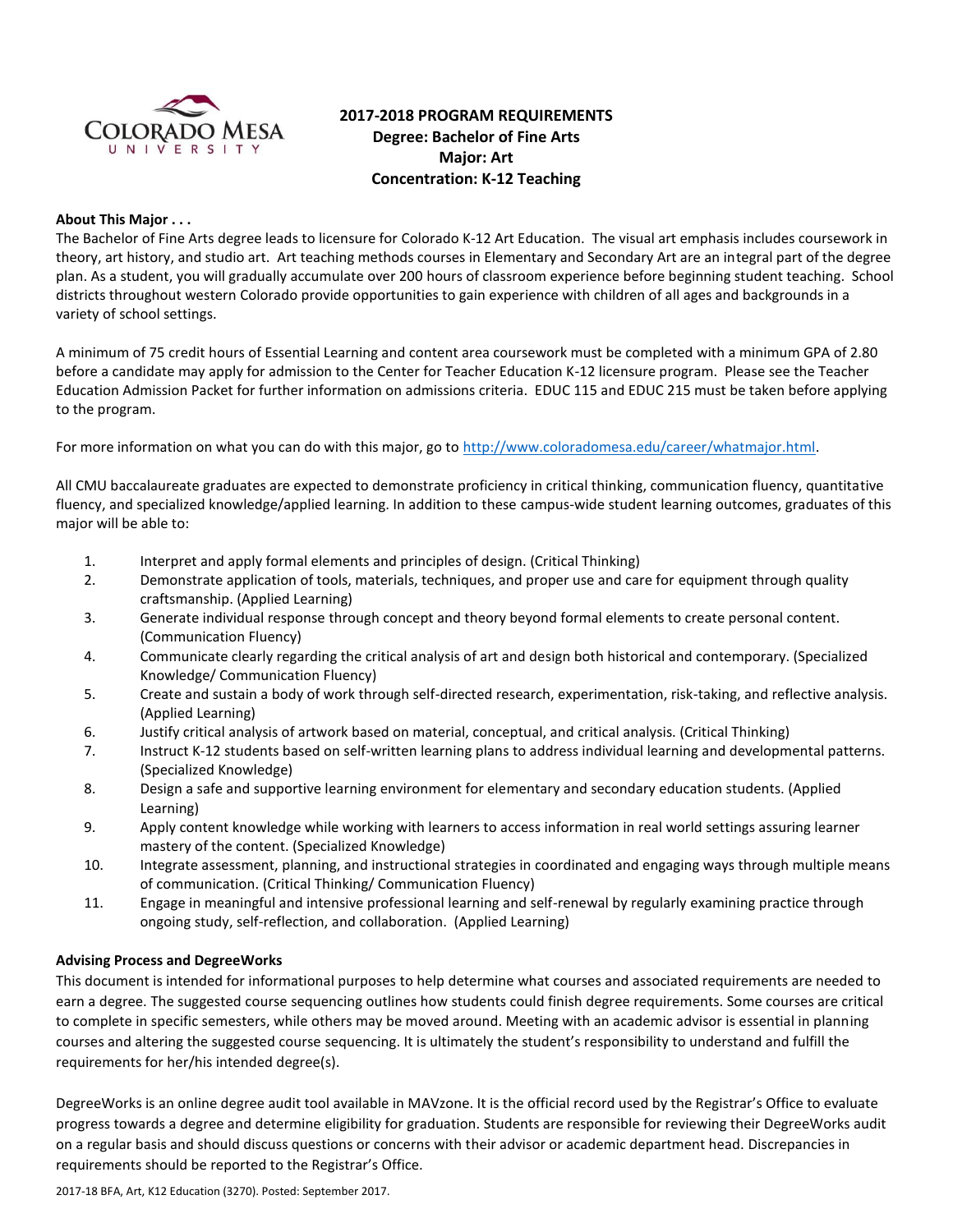COLORADO MESA UNIVERSITY

# 2017-2018 PROGRAM REQUIREMENTS
## Degree: Bachelor of Fine Arts
## Major: Art
## Concentration: K-12 Teaching

**About This Major . . .**

The Bachelor of Fine Arts degree leads to licensure for Colorado K-12 Art Education. The visual art emphasis includes coursework in theory, art history, and studio art. Art teaching methods courses in Elementary and Secondary Art are an integral part of the degree plan. As a student, you will gradually accumulate over 200 hours of classroom experience before beginning student teaching. School districts throughout western Colorado provide opportunities to gain experience with children of all ages and backgrounds in a variety of school settings.

A minimum of 75 credit hours of Essential Learning and content area coursework must be completed with a minimum GPA of 2.80 before a candidate may apply for admission to the Center for Teacher Education K-12 licensure program. Please see the Teacher Education Admission Packet for further information on admissions criteria. EDUC 115 and EDUC 215 must be taken before applying to the program.

For more information on what you can do with this major, go to http://www.coloradomesa.edu/career/whatmajor.html.

All CMU baccalaureate graduates are expected to demonstrate proficiency in critical thinking, communication fluency, quantitative fluency, and specialized knowledge/applied learning. In addition to these campus-wide student learning outcomes, graduates of this major will be able to:

1. Interpret and apply formal elements and principles of design. (Critical Thinking)
2. Demonstrate application of tools, materials, techniques, and proper use and care for equipment through quality craftsmanship. (Applied Learning)
3. Generate individual response through concept and theory beyond formal elements to create personal content. (Communication Fluency)
4. Communicate clearly regarding the critical analysis of art and design both historical and contemporary. (Specialized Knowledge/ Communication Fluency)
5. Create and sustain a body of work through self-directed research, experimentation, risk-taking, and reflective analysis. (Applied Learning)
6. Justify critical analysis of artwork based on material, conceptual, and critical analysis. (Critical Thinking)
7. Instruct K-12 students based on self-written learning plans to address individual learning and developmental patterns. (Specialized Knowledge)
8. Design a safe and supportive learning environment for elementary and secondary education students. (Applied Learning)
9. Apply content knowledge while working with learners to access information in real world settings assuring learner mastery of the content. (Specialized Knowledge)
10. Integrate assessment, planning, and instructional strategies in coordinated and engaging ways through multiple means of communication. (Critical Thinking/ Communication Fluency)
11. Engage in meaningful and intensive professional learning and self-renewal by regularly examining practice through ongoing study, self-reflection, and collaboration. (Applied Learning)

**Advising Process and DegreeWorks**

This document is intended for informational purposes to help determine what courses and associated requirements are needed to earn a degree. The suggested course sequencing outlines how students could finish degree requirements. Some courses are critical to complete in specific semesters, while others may be moved around. Meeting with an academic advisor is essential in planning courses and altering the suggested course sequencing. It is ultimately the student's responsibility to understand and fulfill the requirements for her/his intended degree(s).

DegreeWorks is an online degree audit tool available in MAVzone. It is the official record used by the Registrar's Office to evaluate progress towards a degree and determine eligibility for graduation. Students are responsible for reviewing their DegreeWorks audit on a regular basis and should discuss questions or concerns with their advisor or academic department head. Discrepancies in requirements should be reported to the Registrar's Office.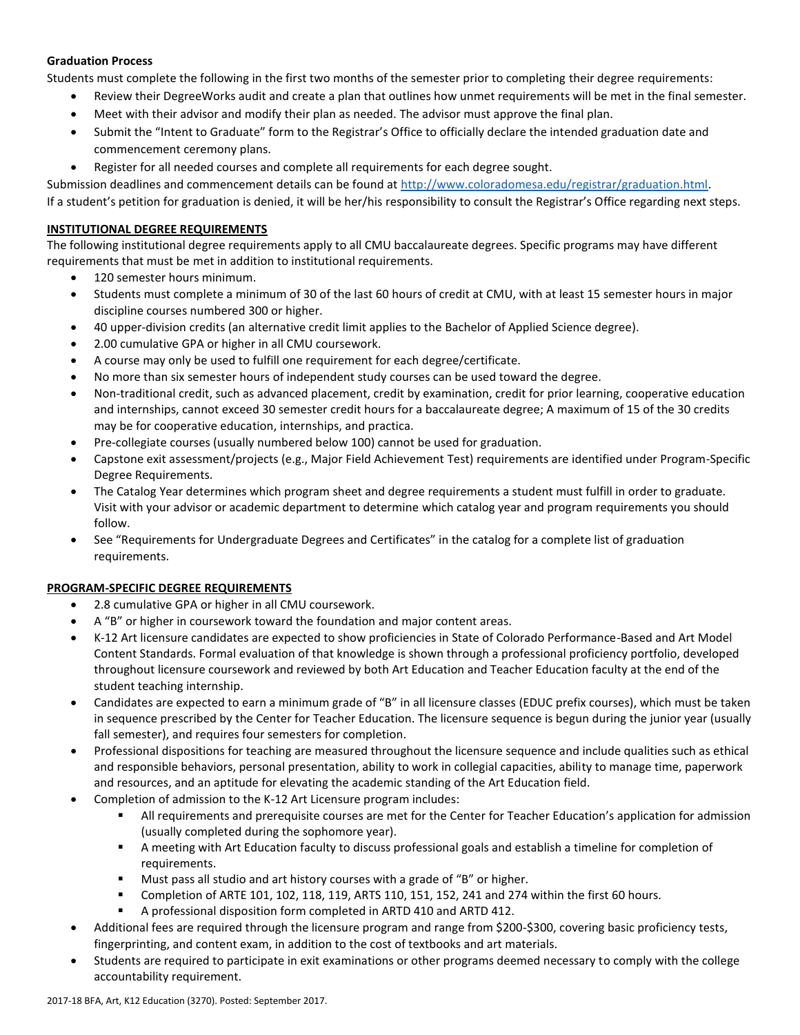**Graduation Process**

Students must complete the following in the first two months of the semester prior to completing their degree requirements:

- Review their DegreeWorks audit and create a plan that outlines how unmet requirements will be met in the final semester.
- Meet with their advisor and modify their plan as needed. The advisor must approve the final plan.
- Submit the "Intent to Graduate" form to the Registrar's Office to officially declare the intended graduation date and commencement ceremony plans.
- Register for all needed courses and complete all requirements for each degree sought.

Submission deadlines and commencement details can be found at http://www.coloradomesa.edu/registrar/graduation.html.

If a student's petition for graduation is denied, it will be her/his responsibility to consult the Registrar's Office regarding next steps.

**INSTITUTIONAL DEGREE REQUIREMENTS**

The following institutional degree requirements apply to all CMU baccalaureate degrees. Specific programs may have different requirements that must be met in addition to institutional requirements.

- 120 semester hours minimum.
- Students must complete a minimum of 30 of the last 60 hours of credit at CMU, with at least 15 semester hours in major discipline courses numbered 300 or higher.
- 40 upper-division credits (an alternative credit limit applies to the Bachelor of Applied Science degree).
- 2.00 cumulative GPA or higher in all CMU coursework.
- A course may only be used to fulfill one requirement for each degree/certificate.
- No more than six semester hours of independent study courses can be used toward the degree.
- Non-traditional credit, such as advanced placement, credit by examination, credit for prior learning, cooperative education and internships, cannot exceed 30 semester credit hours for a baccalaureate degree; A maximum of 15 of the 30 credits may be for cooperative education, internships, and practica.
- Pre-collegiate courses (usually numbered below 100) cannot be used for graduation.
- Capstone exit assessment/projects (e.g., Major Field Achievement Test) requirements are identified under Program-Specific Degree Requirements.
- The Catalog Year determines which program sheet and degree requirements a student must fulfill in order to graduate. Visit with your advisor or academic department to determine which catalog year and program requirements you should follow.
- See "Requirements for Undergraduate Degrees and Certificates" in the catalog for a complete list of graduation requirements.

**PROGRAM-SPECIFIC DEGREE REQUIREMENTS**

- 2.8 cumulative GPA or higher in all CMU coursework.
- A "B" or higher in coursework toward the foundation and major content areas.
- K-12 Art licensure candidates are expected to show proficiencies in State of Colorado Performance-Based and Art Model Content Standards. Formal evaluation of that knowledge is shown through a professional proficiency portfolio, developed throughout licensure coursework and reviewed by both Art Education and Teacher Education faculty at the end of the student teaching internship.
- Candidates are expected to earn a minimum grade of "B" in all licensure classes (EDUC prefix courses), which must be taken in sequence prescribed by the Center for Teacher Education. The licensure sequence is begun during the junior year (usually fall semester), and requires four semesters for completion.
- Professional dispositions for teaching are measured throughout the licensure sequence and include qualities such as ethical and responsible behaviors, personal presentation, ability to work in collegial capacities, ability to manage time, paperwork and resources, and an aptitude for elevating the academic standing of the Art Education field.
- Completion of admission to the K-12 Art Licensure program includes:
  - All requirements and prerequisite courses are met for the Center for Teacher Education's application for admission (usually completed during the sophomore year).
  - A meeting with Art Education faculty to discuss professional goals and establish a timeline for completion of requirements.
  - Must pass all studio and art history courses with a grade of "B" or higher.
  - Completion of ARTE 101, 102, 118, 119, ARTS 110, 151, 152, 241 and 274 within the first 60 hours.
  - A professional disposition form completed in ARTD 410 and ARTD 412.
- Additional fees are required through the licensure program and range from $200-$300, covering basic proficiency tests, fingerprinting, and content exam, in addition to the cost of textbooks and art materials.
- Students are required to participate in exit examinations or other programs deemed necessary to comply with the college accountability requirement.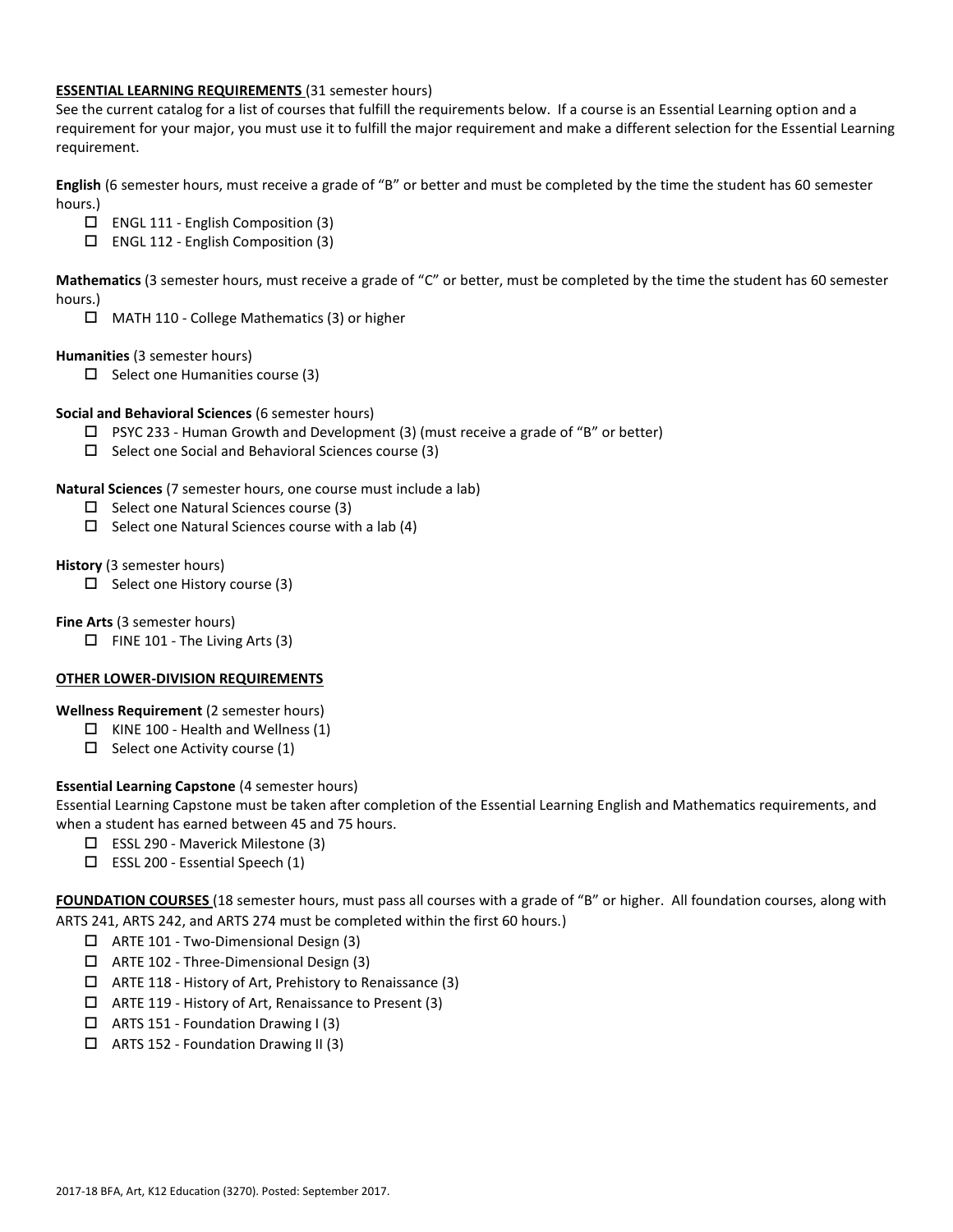**ESSENTIAL LEARNING REQUIREMENTS** (31 semester hours)

See the current catalog for a list of courses that fulfill the requirements below. If a course is an Essential Learning option and a requirement for your major, you must use it to fulfill the major requirement and make a different selection for the Essential Learning requirement.

**English** (6 semester hours, must receive a grade of "B" or better and must be completed by the time the student has 60 semester hours.)

- ☐ ENGL 111 - English Composition (3)
- ☐ ENGL 112 - English Composition (3)

**Mathematics** (3 semester hours, must receive a grade of "C" or better, must be completed by the time the student has 60 semester hours.)

- ☐ MATH 110 - College Mathematics (3) or higher

**Humanities** (3 semester hours)

- ☐ Select one Humanities course (3)

**Social and Behavioral Sciences** (6 semester hours)

- ☐ PSYC 233 - Human Growth and Development (3) (must receive a grade of "B" or better)
- ☐ Select one Social and Behavioral Sciences course (3)

**Natural Sciences** (7 semester hours, one course must include a lab)

- ☐ Select one Natural Sciences course (3)
- ☐ Select one Natural Sciences course with a lab (4)

**History** (3 semester hours)

- ☐ Select one History course (3)

**Fine Arts** (3 semester hours)

- ☐ FINE 101 - The Living Arts (3)

**OTHER LOWER-DIVISION REQUIREMENTS**

**Wellness Requirement** (2 semester hours)

- ☐ KINE 100 - Health and Wellness (1)
- ☐ Select one Activity course (1)

**Essential Learning Capstone** (4 semester hours)

Essential Learning Capstone must be taken after completion of the Essential Learning English and Mathematics requirements, and when a student has earned between 45 and 75 hours.

- ☐ ESSL 290 - Maverick Milestone (3)
- ☐ ESSL 200 - Essential Speech (1)

**FOUNDATION COURSES** (18 semester hours, must pass all courses with a grade of "B" or higher. All foundation courses, along with ARTS 241, ARTS 242, and ARTS 274 must be completed within the first 60 hours.)

- ☐ ARTE 101 - Two-Dimensional Design (3)
- ☐ ARTE 102 - Three-Dimensional Design (3)
- ☐ ARTE 118 - History of Art, Prehistory to Renaissance (3)
- ☐ ARTE 119 - History of Art, Renaissance to Present (3)
- ☐ ARTS 151 - Foundation Drawing I (3)
- ☐ ARTS 152 - Foundation Drawing II (3)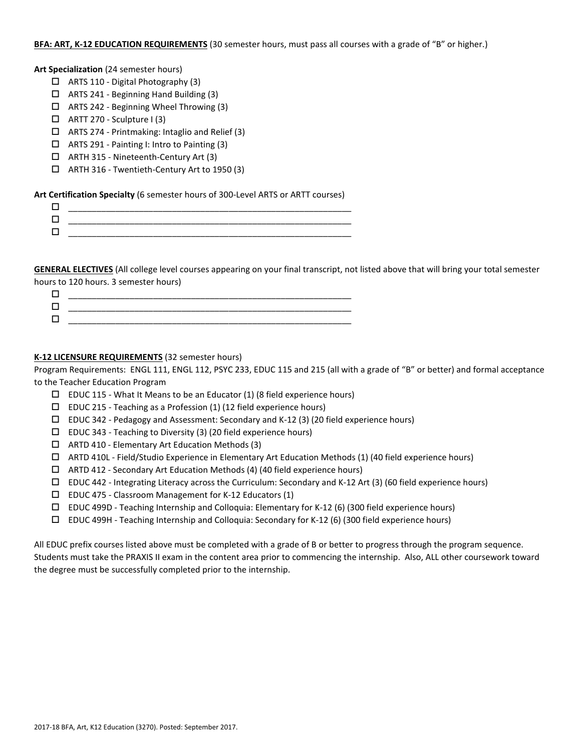**BFA: ART, K-12 EDUCATION REQUIREMENTS** (30 semester hours, must pass all courses with a grade of "B" or higher.)

**Art Specialization** (24 semester hours)

- ☐ ARTS 110 - Digital Photography (3)
- ☐ ARTS 241 - Beginning Hand Building (3)
- ☐ ARTS 242 - Beginning Wheel Throwing (3)
- ☐ ARTT 270 - Sculpture I (3)
- ☐ ARTS 274 - Printmaking: Intaglio and Relief (3)
- ☐ ARTS 291 - Painting I: Intro to Painting (3)
- ☐ ARTH 315 - Nineteenth-Century Art (3)
- ☐ ARTH 316 - Twentieth-Century Art to 1950 (3)

**Art Certification Specialty** (6 semester hours of 300-Level ARTS or ARTT courses)

- ☐ ____________________________________________________________
- ☐ ____________________________________________________________
- ☐ ____________________________________________________________

**GENERAL ELECTIVES** (All college level courses appearing on your final transcript, not listed above that will bring your total semester hours to 120 hours. 3 semester hours)

- ☐ ____________________________________________________________
- ☐ ____________________________________________________________
- ☐ ____________________________________________________________

**K-12 LICENSURE REQUIREMENTS** (32 semester hours)

Program Requirements: ENGL 111, ENGL 112, PSYC 233, EDUC 115 and 215 (all with a grade of "B" or better) and formal acceptance to the Teacher Education Program

- ☐ EDUC 115 - What It Means to be an Educator (1) (8 field experience hours)
- ☐ EDUC 215 - Teaching as a Profession (1) (12 field experience hours)
- ☐ EDUC 342 - Pedagogy and Assessment: Secondary and K-12 (3) (20 field experience hours)
- ☐ EDUC 343 - Teaching to Diversity (3) (20 field experience hours)
- ☐ ARTD 410 - Elementary Art Education Methods (3)
- ☐ ARTD 410L - Field/Studio Experience in Elementary Art Education Methods (1) (40 field experience hours)
- ☐ ARTD 412 - Secondary Art Education Methods (4) (40 field experience hours)
- ☐ EDUC 442 - Integrating Literacy across the Curriculum: Secondary and K-12 Art (3) (60 field experience hours)
- ☐ EDUC 475 - Classroom Management for K-12 Educators (1)
- ☐ EDUC 499D - Teaching Internship and Colloquia: Elementary for K-12 (6) (300 field experience hours)
- ☐ EDUC 499H - Teaching Internship and Colloquia: Secondary for K-12 (6) (300 field experience hours)

All EDUC prefix courses listed above must be completed with a grade of B or better to progress through the program sequence. Students must take the PRAXIS II exam in the content area prior to commencing the internship. Also, ALL other coursework toward the degree must be successfully completed prior to the internship.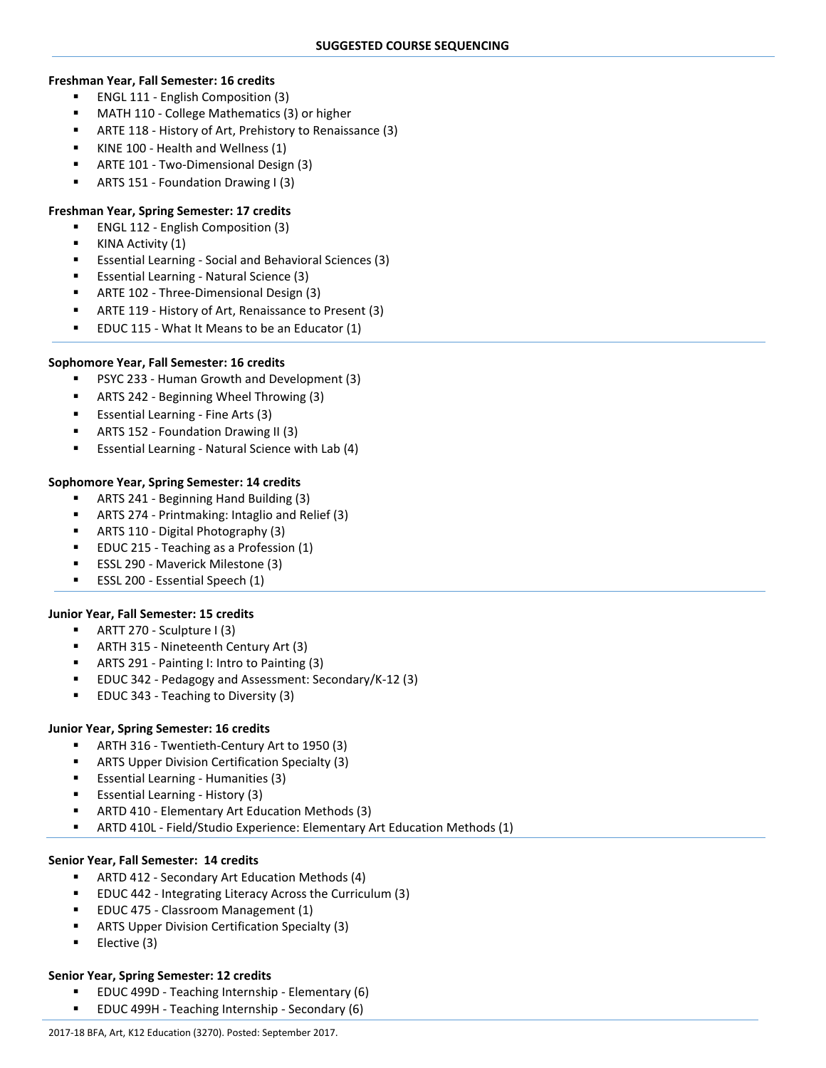## SUGGESTED COURSE SEQUENCING

**Freshman Year, Fall Semester: 16 credits**

- ENGL 111 - English Composition (3)
- MATH 110 - College Mathematics (3) or higher
- ARTE 118 - History of Art, Prehistory to Renaissance (3)
- KINE 100 - Health and Wellness (1)
- ARTE 101 - Two-Dimensional Design (3)
- ARTS 151 - Foundation Drawing I (3)

**Freshman Year, Spring Semester: 17 credits**

- ENGL 112 - English Composition (3)
- KINA Activity (1)
- Essential Learning - Social and Behavioral Sciences (3)
- Essential Learning - Natural Science (3)
- ARTE 102 - Three-Dimensional Design (3)
- ARTE 119 - History of Art, Renaissance to Present (3)
- EDUC 115 - What It Means to be an Educator (1)

**Sophomore Year, Fall Semester: 16 credits**

- PSYC 233 - Human Growth and Development (3)
- ARTS 242 - Beginning Wheel Throwing (3)
- Essential Learning - Fine Arts (3)
- ARTS 152 - Foundation Drawing II (3)
- Essential Learning - Natural Science with Lab (4)

**Sophomore Year, Spring Semester: 14 credits**

- ARTS 241 - Beginning Hand Building (3)
- ARTS 274 - Printmaking: Intaglio and Relief (3)
- ARTS 110 - Digital Photography (3)
- EDUC 215 - Teaching as a Profession (1)
- ESSL 290 - Maverick Milestone (3)
- ESSL 200 - Essential Speech (1)

**Junior Year, Fall Semester: 15 credits**

- ARTT 270 - Sculpture I (3)
- ARTH 315 - Nineteenth Century Art (3)
- ARTS 291 - Painting I: Intro to Painting (3)
- EDUC 342 - Pedagogy and Assessment: Secondary/K-12 (3)
- EDUC 343 - Teaching to Diversity (3)

**Junior Year, Spring Semester: 16 credits**

- ARTH 316 - Twentieth-Century Art to 1950 (3)
- ARTS Upper Division Certification Specialty (3)
- Essential Learning - Humanities (3)
- Essential Learning - History (3)
- ARTD 410 - Elementary Art Education Methods (3)
- ARTD 410L - Field/Studio Experience: Elementary Art Education Methods (1)

**Senior Year, Fall Semester: 14 credits**

- ARTD 412 - Secondary Art Education Methods (4)
- EDUC 442 - Integrating Literacy Across the Curriculum (3)
- EDUC 475 - Classroom Management (1)
- ARTS Upper Division Certification Specialty (3)
- Elective (3)

**Senior Year, Spring Semester: 12 credits**

- EDUC 499D - Teaching Internship - Elementary (6)
- EDUC 499H - Teaching Internship - Secondary (6)